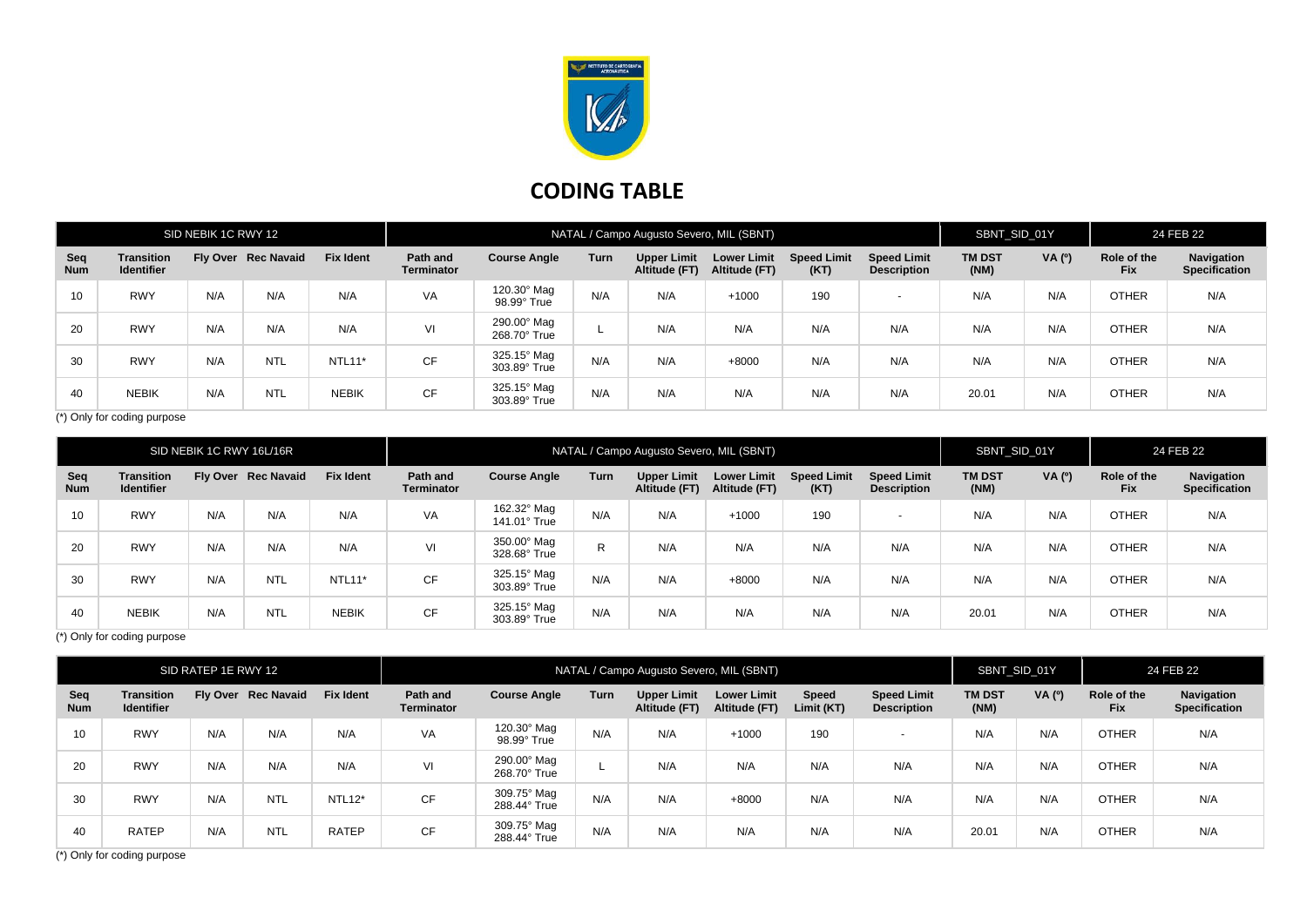# CODING TABLE

| SID NEBIK 1C RWY 12 | | | | | NATAL / Campo Augusto Severo, MIL (SBNT) | | | | | | | SBNT_SID_01Y | | 24 FEB 22 | |
|---|---|---|---|---|---|---|---|---|---|---|---|---|---|---|---|
| Seq Num | Transition Identifier | Fly Over | Rec Navaid | Fix Ident | Path and Terminator | Course Angle | Turn | Upper Limit Altitude (FT) | Lower Limit Altitude (FT) | Speed Limit (KT) | Speed Limit Description | TM DST (NM) | VA (º) | Role of the Fix | Navigation Specification |
| 10 | RWY | N/A | N/A | N/A | VA | 120.30° Mag 98.99° True | N/A | N/A | +1000 | 190 | - | N/A | N/A | OTHER | N/A |
| 20 | RWY | N/A | N/A | N/A | VI | 290.00° Mag 268.70° True | L | N/A | N/A | N/A | N/A | N/A | N/A | OTHER | N/A |
| 30 | RWY | N/A | NTL | NTL11* | CF | 325.15° Mag 303.89° True | N/A | N/A | +8000 | N/A | N/A | N/A | N/A | OTHER | N/A |
| 40 | NEBIK | N/A | NTL | NEBIK | CF | 325.15° Mag 303.89° True | N/A | N/A | N/A | N/A | N/A | 20.01 | N/A | OTHER | N/A |

(*) Only for coding purpose

| SID NEBIK 1C RWY 16L/16R | | | | | NATAL / Campo Augusto Severo, MIL (SBNT) | | | | | | | SBNT_SID_01Y | | 24 FEB 22 | |
|---|---|---|---|---|---|---|---|---|---|---|---|---|---|---|---|
| Seq Num | Transition Identifier | Fly Over | Rec Navaid | Fix Ident | Path and Terminator | Course Angle | Turn | Upper Limit Altitude (FT) | Lower Limit Altitude (FT) | Speed Limit (KT) | Speed Limit Description | TM DST (NM) | VA (º) | Role of the Fix | Navigation Specification |
| 10 | RWY | N/A | N/A | N/A | VA | 162.32° Mag 141.01° True | N/A | N/A | +1000 | 190 | - | N/A | N/A | OTHER | N/A |
| 20 | RWY | N/A | N/A | N/A | VI | 350.00° Mag 328.68° True | R | N/A | N/A | N/A | N/A | N/A | N/A | OTHER | N/A |
| 30 | RWY | N/A | NTL | NTL11* | CF | 325.15° Mag 303.89° True | N/A | N/A | +8000 | N/A | N/A | N/A | N/A | OTHER | N/A |
| 40 | NEBIK | N/A | NTL | NEBIK | CF | 325.15° Mag 303.89° True | N/A | N/A | N/A | N/A | N/A | 20.01 | N/A | OTHER | N/A |

(*) Only for coding purpose

| SID RATEP 1E RWY 12 | | | | | NATAL / Campo Augusto Severo, MIL (SBNT) | | | | | | | SBNT_SID_01Y | | 24 FEB 22 | |
|---|---|---|---|---|---|---|---|---|---|---|---|---|---|---|---|
| Seq Num | Transition Identifier | Fly Over | Rec Navaid | Fix Ident | Path and Terminator | Course Angle | Turn | Upper Limit Altitude (FT) | Lower Limit Altitude (FT) | Speed Limit (KT) | Speed Limit Description | TM DST (NM) | VA (º) | Role of the Fix | Navigation Specification |
| 10 | RWY | N/A | N/A | N/A | VA | 120.30° Mag 98.99° True | N/A | N/A | +1000 | 190 | - | N/A | N/A | OTHER | N/A |
| 20 | RWY | N/A | N/A | N/A | VI | 290.00° Mag 268.70° True | L | N/A | N/A | N/A | N/A | N/A | N/A | OTHER | N/A |
| 30 | RWY | N/A | NTL | NTL12* | CF | 309.75° Mag 288.44° True | N/A | N/A | +8000 | N/A | N/A | N/A | N/A | OTHER | N/A |
| 40 | RATEP | N/A | NTL | RATEP | CF | 309.75° Mag 288.44° True | N/A | N/A | N/A | N/A | N/A | 20.01 | N/A | OTHER | N/A |

(*) Only for coding purpose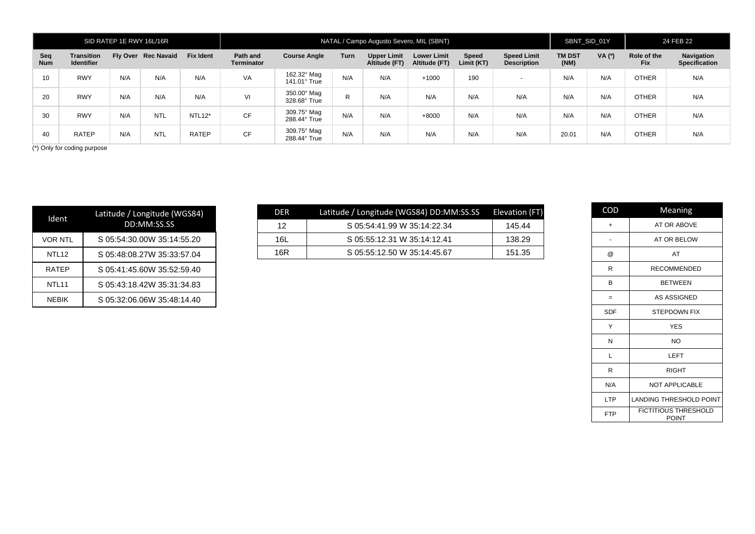| SID RATEP 1E RWY 16L/16R | | | | | NATAL / Campo Augusto Severo, MIL (SBNT) | | | | | | | SBNT_SID_01Y | | 24 FEB 22 | |
|---|---|---|---|---|---|---|---|---|---|---|---|---|---|---|---|
| Seq Num | Transition Identifier | Fly Over | Rec Navaid | Fix Ident | Path and Terminator | Course Angle | Turn | Upper Limit Altitude (FT) | Lower Limit Altitude (FT) | Speed Limit (KT) | Speed Limit Description | TM DST (NM) | VA (º) | Role of the Fix | Navigation Specification |
| 10 | RWY | N/A | N/A | N/A | VA | 162.32° Mag 141.01° True | N/A | N/A | +1000 | 190 | - | N/A | N/A | OTHER | N/A |
| 20 | RWY | N/A | N/A | N/A | VI | 350.00° Mag 328.68° True | R | N/A | N/A | N/A | N/A | N/A | N/A | OTHER | N/A |
| 30 | RWY | N/A | NTL | NTL12* | CF | 309.75° Mag 288.44° True | N/A | N/A | +8000 | N/A | N/A | N/A | N/A | OTHER | N/A |
| 40 | RATEP | N/A | NTL | RATEP | CF | 309.75° Mag 288.44° True | N/A | N/A | N/A | N/A | N/A | 20.01 | N/A | OTHER | N/A |

(*) Only for coding purpose

| Ident | Latitude / Longitude (WGS84) DD:MM:SS.SS |
|---|---|
| VOR NTL | S 05:54:30.00W 35:14:55.20 |
| NTL12 | S 05:48:08.27W 35:33:57.04 |
| RATEP | S 05:41:45.60W 35:52:59.40 |
| NTL11 | S 05:43:18.42W 35:31:34.83 |
| NEBIK | S 05:32:06.06W 35:48:14.40 |

| DER | Latitude / Longitude (WGS84) DD:MM:SS.SS | Elevation (FT) |
|---|---|---|
| 12 | S 05:54:41.99 W 35:14:22.34 | 145.44 |
| 16L | S 05:55:12.31 W 35:14:12.41 | 138.29 |
| 16R | S 05:55:12.50 W 35:14:45.67 | 151.35 |

| COD | Meaning |
|---|---|
| + | AT OR ABOVE |
| - | AT OR BELOW |
| @ | AT |
| R | RECOMMENDED |
| B | BETWEEN |
| = | AS ASSIGNED |
| SDF | STEPDOWN FIX |
| Y | YES |
| N | NO |
| L | LEFT |
| R | RIGHT |
| N/A | NOT APPLICABLE |
| LTP | LANDING THRESHOLD POINT |
| FTP | FICTITIOUS THRESHOLD POINT |